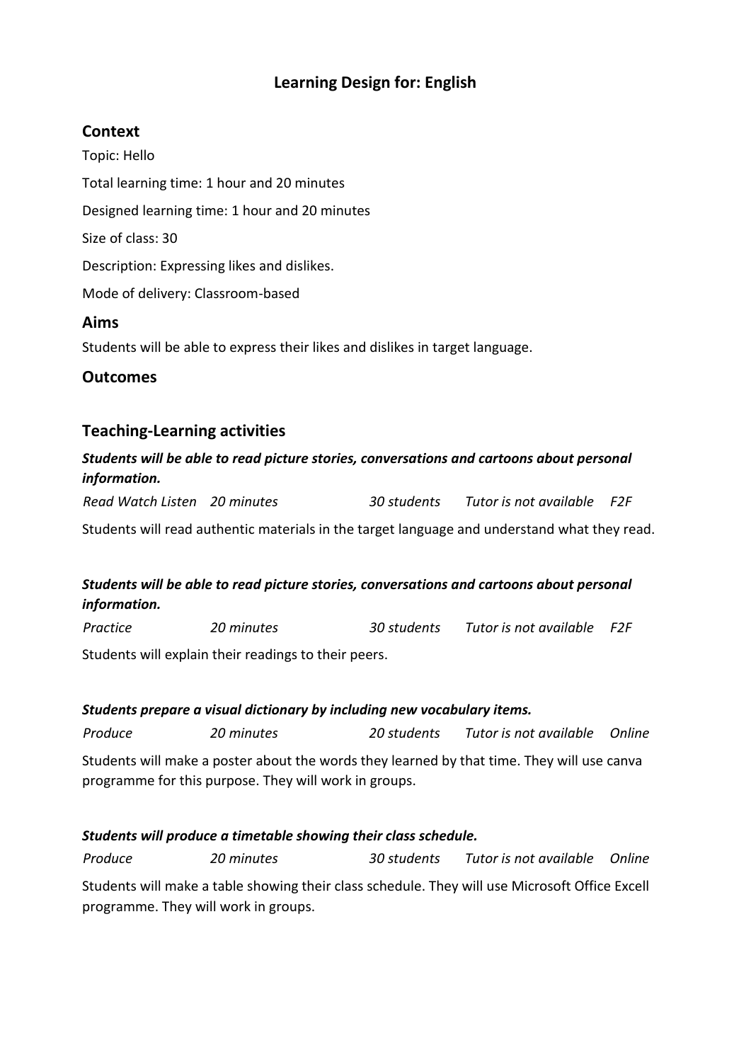# Learning Design for: English

## Context

Topic: Hello

Total learning time: 1 hour and 20 minutes

Designed learning time: 1 hour and 20 minutes

Size of class: 30

Description: Expressing likes and dislikes.

Mode of delivery: Classroom-based

## Aims

Students will be able to express their likes and dislikes in target language.

## Outcomes

## Teaching-Learning activities

### *Students will be able to read picture stories, conversations and cartoons about personal information.*

*Read Watch Listen* | *20 minutes* | *30 students* | *Tutor is not available* | *F2F*

Students will read authentic materials in the target language and understand what they read.

### *Students will be able to read picture stories, conversations and cartoons about personal information.*

*Practice* | *20 minutes* | *30 students* | *Tutor is not available* | *F2F*

Students will explain their readings to their peers.

### *Students prepare a visual dictionary by including new vocabulary items.*

*Produce* | *20 minutes* | *20 students* | *Tutor is not available* | *Online*

Students will make a poster about the words they learned by that time. They will use canva programme for this purpose. They will work in groups.

### *Students will produce a timetable showing their class schedule.*

*Produce* | *20 minutes* | *30 students* | *Tutor is not available* | *Online*

Students will make a table showing their class schedule. They will use Microsoft Office Excell programme. They will work in groups.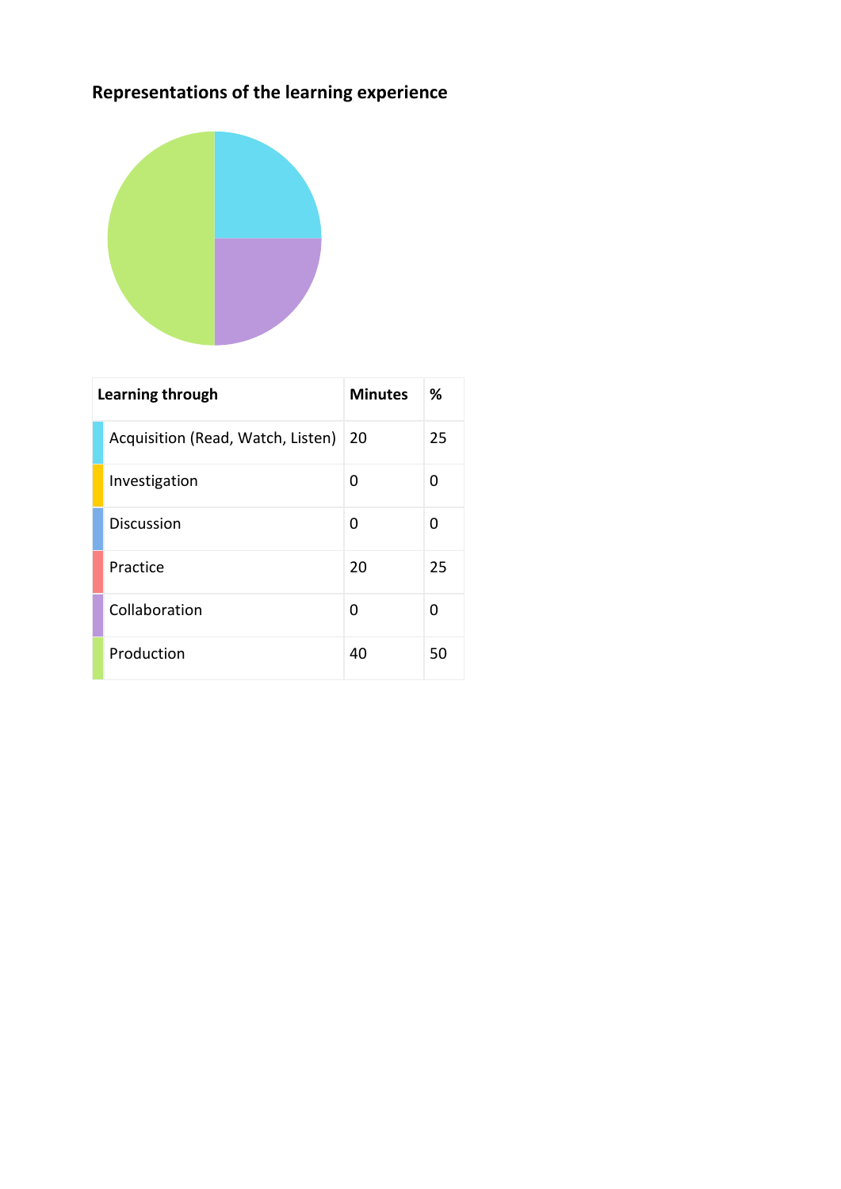## Representations of the learning experience

| Learning through | Minutes | % |
|---|---|---|
| Acquisition (Read, Watch, Listen) | 20 | 25 |
| Investigation | 0 | 0 |
| Discussion | 0 | 0 |
| Practice | 20 | 25 |
| Collaboration | 0 | 0 |
| Production | 40 | 50 |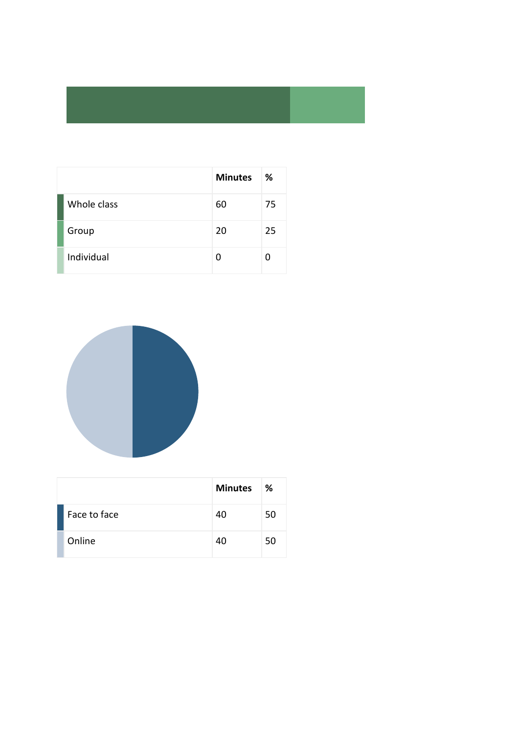|  | Minutes | % |
| --- | --- | --- |
| Whole class | 60 | 75 |
| Group | 20 | 25 |
| Individual | 0 | 0 |

|  | Minutes | % |
| --- | --- | --- |
| Face to face | 40 | 50 |
| Online | 40 | 50 |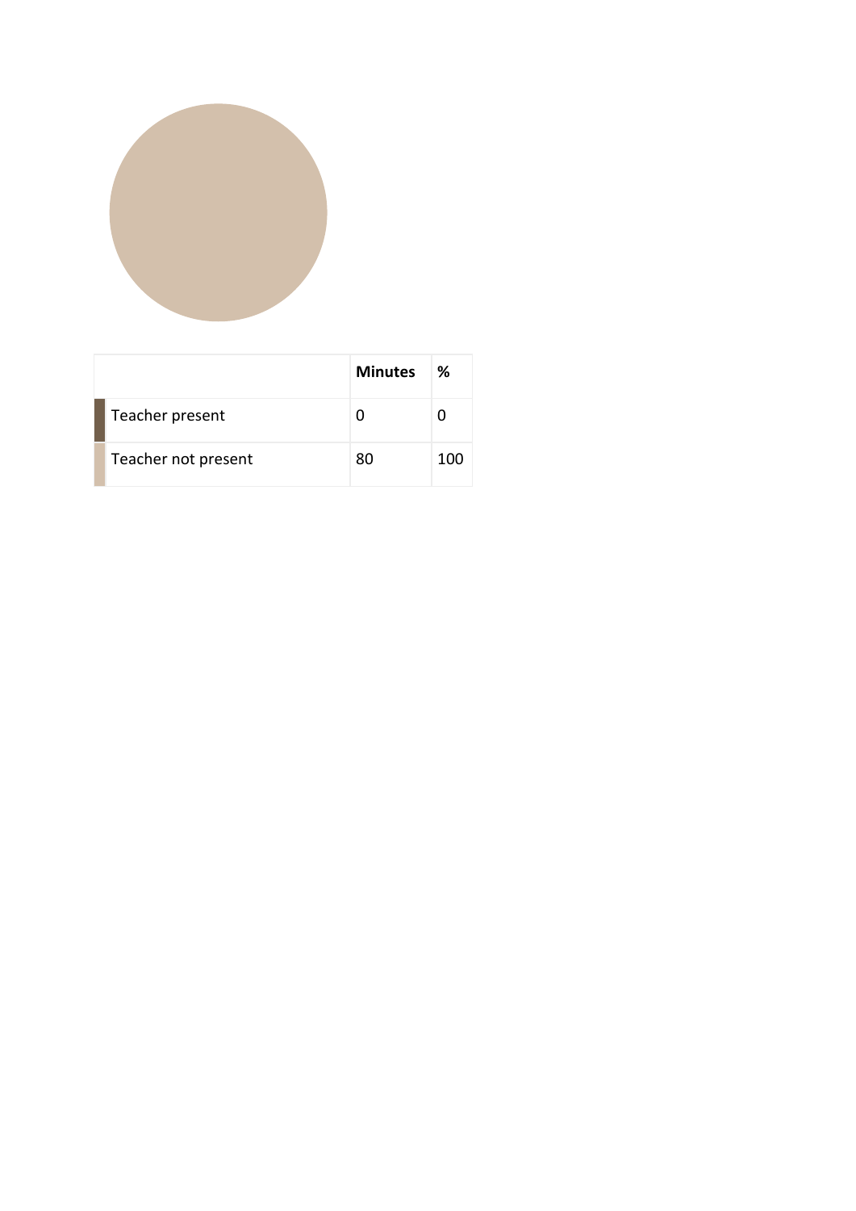| | Minutes | % |
|---|---|---|
| Teacher present | 0 | 0 |
| Teacher not present | 80 | 100 |